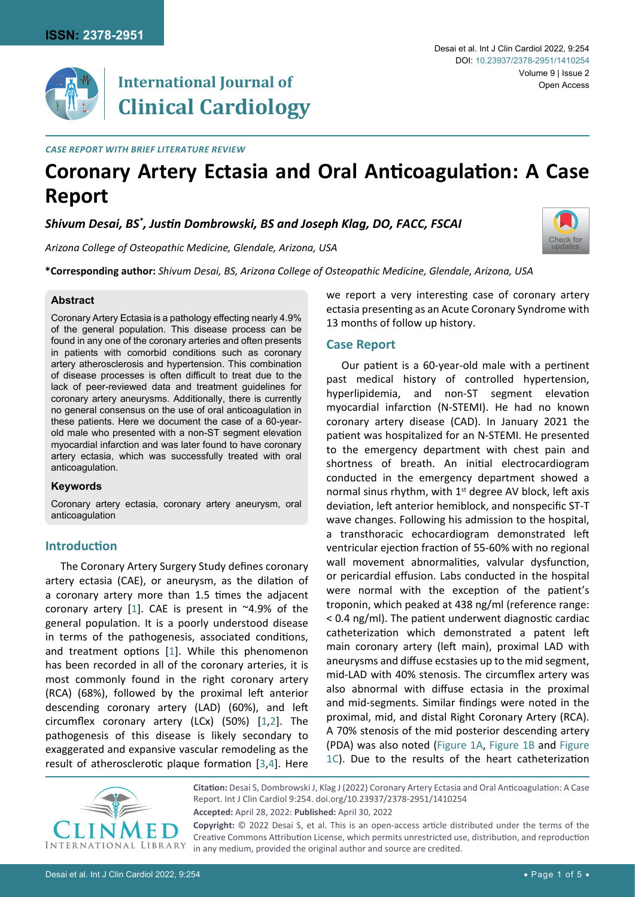*CASE REPORT WITH BRIEF LITERATURE REVIEW*

# Coronary Artery Ectasia and Oral Anticoagulation: A Case Report

***Shivum Desai, BS*, Justin Dombrowski, BS and Joseph Klag, DO, FACC, FSCAI***

*Arizona College of Osteopathic Medicine, Glendale, Arizona, USA*

**\*Corresponding author:** *Shivum Desai, BS, Arizona College of Osteopathic Medicine, Glendale, Arizona, USA*

### Abstract

Coronary Artery Ectasia is a pathology effecting nearly 4.9% of the general population. This disease process can be found in any one of the coronary arteries and often presents in patients with comorbid conditions such as coronary artery atherosclerosis and hypertension. This combination of disease processes is often difficult to treat due to the lack of peer-reviewed data and treatment guidelines for coronary artery aneurysms. Additionally, there is currently no general consensus on the use of oral anticoagulation in these patients. Here we document the case of a 60-year-old male who presented with a non-ST segment elevation myocardial infarction and was later found to have coronary artery ectasia, which was successfully treated with oral anticoagulation.

### Keywords

Coronary artery ectasia, coronary artery aneurysm, oral anticoagulation

## Introduction

The Coronary Artery Surgery Study defines coronary artery ectasia (CAE), or aneurysm, as the dilation of a coronary artery more than 1.5 times the adjacent coronary artery [1]. CAE is present in ~4.9% of the general population. It is a poorly understood disease in terms of the pathogenesis, associated conditions, and treatment options [1]. While this phenomenon has been recorded in all of the coronary arteries, it is most commonly found in the right coronary artery (RCA) (68%), followed by the proximal left anterior descending coronary artery (LAD) (60%), and left circumflex coronary artery (LCx) (50%) [1,2]. The pathogenesis of this disease is likely secondary to exaggerated and expansive vascular remodeling as the result of atherosclerotic plaque formation [3,4]. Here we report a very interesting case of coronary artery ectasia presenting as an Acute Coronary Syndrome with 13 months of follow up history.

## Case Report

Our patient is a 60-year-old male with a pertinent past medical history of controlled hypertension, hyperlipidemia, and non-ST segment elevation myocardial infarction (N-STEMI). He had no known coronary artery disease (CAD). In January 2021 the patient was hospitalized for an N-STEMI. He presented to the emergency department with chest pain and shortness of breath. An initial electrocardiogram conducted in the emergency department showed a normal sinus rhythm, with 1st degree AV block, left axis deviation, left anterior hemiblock, and nonspecific ST-T wave changes. Following his admission to the hospital, a transthoracic echocardiogram demonstrated left ventricular ejection fraction of 55-60% with no regional wall movement abnormalities, valvular dysfunction, or pericardial effusion. Labs conducted in the hospital were normal with the exception of the patient's troponin, which peaked at 438 ng/ml (reference range: < 0.4 ng/ml). The patient underwent diagnostic cardiac catheterization which demonstrated a patent left main coronary artery (left main), proximal LAD with aneurysms and diffuse ecstasies up to the mid segment, mid-LAD with 40% stenosis. The circumflex artery was also abnormal with diffuse ectasia in the proximal and mid-segments. Similar findings were noted in the proximal, mid, and distal Right Coronary Artery (RCA). A 70% stenosis of the mid posterior descending artery (PDA) was also noted (Figure 1A, Figure 1B and Figure 1C). Due to the results of the heart catheterization

**Citation:** Desai S, Dombrowski J, Klag J (2022) Coronary Artery Ectasia and Oral Anticoagulation: A Case Report. Int J Clin Cardiol 9:254. doi.org/10.23937/2378-2951/1410254

**Accepted:** April 28, 2022: **Published:** April 30, 2022

**Copyright:** © 2022 Desai S, et al. This is an open-access article distributed under the terms of the Creative Commons Attribution License, which permits unrestricted use, distribution, and reproduction in any medium, provided the original author and source are credited.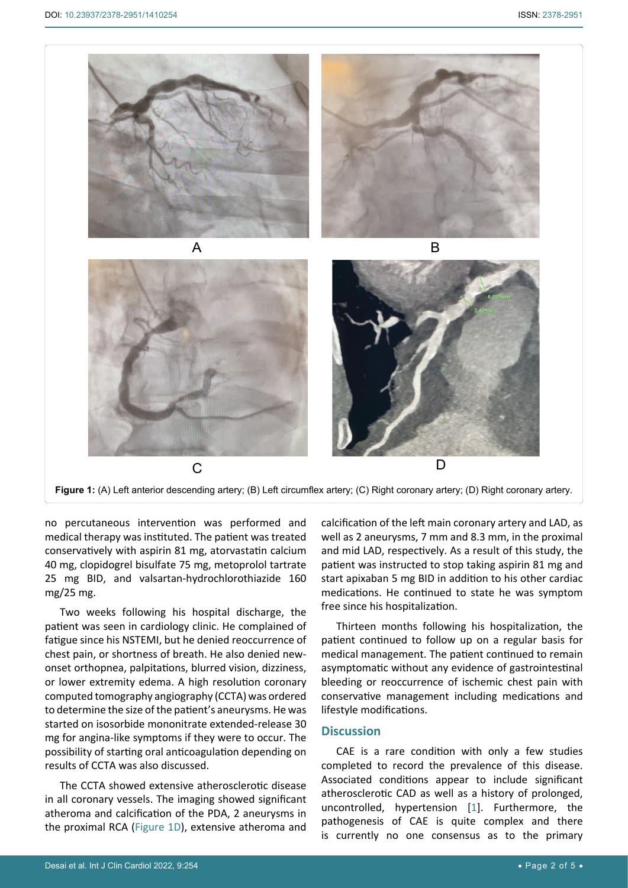**Figure 1:** (A) Left anterior descending artery; (B) Left circumflex artery; (C) Right coronary artery; (D) Right coronary artery.

no percutaneous intervention was performed and medical therapy was instituted. The patient was treated conservatively with aspirin 81 mg, atorvastatin calcium 40 mg, clopidogrel bisulfate 75 mg, metoprolol tartrate 25 mg BID, and valsartan-hydrochlorothiazide 160 mg/25 mg.

Two weeks following his hospital discharge, the patient was seen in cardiology clinic. He complained of fatigue since his NSTEMI, but he denied reoccurrence of chest pain, or shortness of breath. He also denied new-onset orthopnea, palpitations, blurred vision, dizziness, or lower extremity edema. A high resolution coronary computed tomography angiography (CCTA) was ordered to determine the size of the patient's aneurysms. He was started on isosorbide mononitrate extended-release 30 mg for angina-like symptoms if they were to occur. The possibility of starting oral anticoagulation depending on results of CCTA was also discussed.

The CCTA showed extensive atherosclerotic disease in all coronary vessels. The imaging showed significant atheroma and calcification of the PDA, 2 aneurysms in the proximal RCA (Figure 1D), extensive atheroma and calcification of the left main coronary artery and LAD, as well as 2 aneurysms, 7 mm and 8.3 mm, in the proximal and mid LAD, respectively. As a result of this study, the patient was instructed to stop taking aspirin 81 mg and start apixaban 5 mg BID in addition to his other cardiac medications. He continued to state he was symptom free since his hospitalization.

Thirteen months following his hospitalization, the patient continued to follow up on a regular basis for medical management. The patient continued to remain asymptomatic without any evidence of gastrointestinal bleeding or reoccurrence of ischemic chest pain with conservative management including medications and lifestyle modifications.

## Discussion

CAE is a rare condition with only a few studies completed to record the prevalence of this disease. Associated conditions appear to include significant atherosclerotic CAD as well as a history of prolonged, uncontrolled, hypertension [1]. Furthermore, the pathogenesis of CAE is quite complex and there is currently no one consensus as to the primary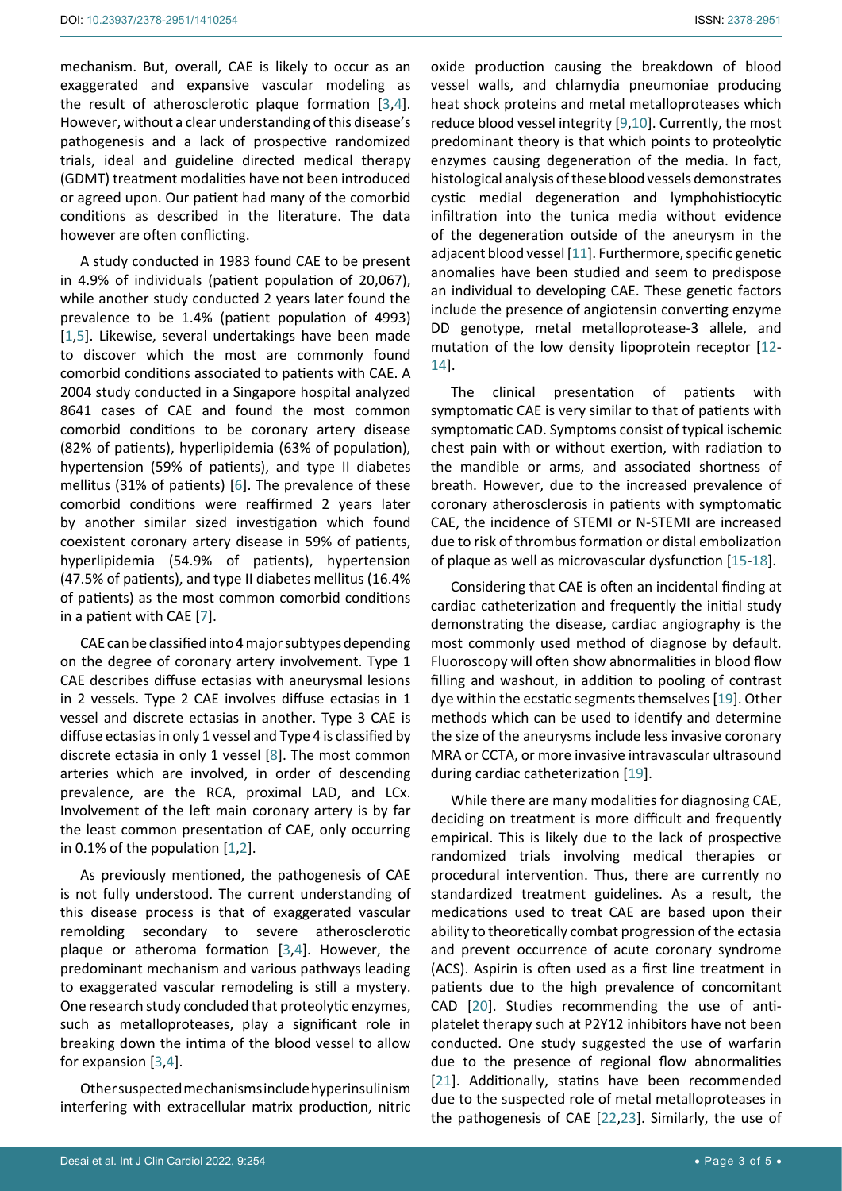mechanism. But, overall, CAE is likely to occur as an exaggerated and expansive vascular modeling as the result of atherosclerotic plaque formation [3,4]. However, without a clear understanding of this disease's pathogenesis and a lack of prospective randomized trials, ideal and guideline directed medical therapy (GDMT) treatment modalities have not been introduced or agreed upon. Our patient had many of the comorbid conditions as described in the literature. The data however are often conflicting.

A study conducted in 1983 found CAE to be present in 4.9% of individuals (patient population of 20,067), while another study conducted 2 years later found the prevalence to be 1.4% (patient population of 4993) [1,5]. Likewise, several undertakings have been made to discover which the most are commonly found comorbid conditions associated to patients with CAE. A 2004 study conducted in a Singapore hospital analyzed 8641 cases of CAE and found the most common comorbid conditions to be coronary artery disease (82% of patients), hyperlipidemia (63% of population), hypertension (59% of patients), and type II diabetes mellitus (31% of patients) [6]. The prevalence of these comorbid conditions were reaffirmed 2 years later by another similar sized investigation which found coexistent coronary artery disease in 59% of patients, hyperlipidemia (54.9% of patients), hypertension (47.5% of patients), and type II diabetes mellitus (16.4% of patients) as the most common comorbid conditions in a patient with CAE [7].

CAE can be classified into 4 major subtypes depending on the degree of coronary artery involvement. Type 1 CAE describes diffuse ectasias with aneurysmal lesions in 2 vessels. Type 2 CAE involves diffuse ectasias in 1 vessel and discrete ectasias in another. Type 3 CAE is diffuse ectasias in only 1 vessel and Type 4 is classified by discrete ectasia in only 1 vessel [8]. The most common arteries which are involved, in order of descending prevalence, are the RCA, proximal LAD, and LCx. Involvement of the left main coronary artery is by far the least common presentation of CAE, only occurring in 0.1% of the population [1,2].

As previously mentioned, the pathogenesis of CAE is not fully understood. The current understanding of this disease process is that of exaggerated vascular remolding secondary to severe atherosclerotic plaque or atheroma formation [3,4]. However, the predominant mechanism and various pathways leading to exaggerated vascular remodeling is still a mystery. One research study concluded that proteolytic enzymes, such as metalloproteases, play a significant role in breaking down the intima of the blood vessel to allow for expansion [3,4].

Other suspected mechanisms include hyperinsulinism interfering with extracellular matrix production, nitric oxide production causing the breakdown of blood vessel walls, and chlamydia pneumoniae producing heat shock proteins and metal metalloproteases which reduce blood vessel integrity [9,10]. Currently, the most predominant theory is that which points to proteolytic enzymes causing degeneration of the media. In fact, histological analysis of these blood vessels demonstrates cystic medial degeneration and lymphohistiocytic infiltration into the tunica media without evidence of the degeneration outside of the aneurysm in the adjacent blood vessel [11]. Furthermore, specific genetic anomalies have been studied and seem to predispose an individual to developing CAE. These genetic factors include the presence of angiotensin converting enzyme DD genotype, metal metalloprotease-3 allele, and mutation of the low density lipoprotein receptor [12-14].

The clinical presentation of patients with symptomatic CAE is very similar to that of patients with symptomatic CAD. Symptoms consist of typical ischemic chest pain with or without exertion, with radiation to the mandible or arms, and associated shortness of breath. However, due to the increased prevalence of coronary atherosclerosis in patients with symptomatic CAE, the incidence of STEMI or N-STEMI are increased due to risk of thrombus formation or distal embolization of plaque as well as microvascular dysfunction [15-18].

Considering that CAE is often an incidental finding at cardiac catheterization and frequently the initial study demonstrating the disease, cardiac angiography is the most commonly used method of diagnose by default. Fluoroscopy will often show abnormalities in blood flow filling and washout, in addition to pooling of contrast dye within the ecstatic segments themselves [19]. Other methods which can be used to identify and determine the size of the aneurysms include less invasive coronary MRA or CCTA, or more invasive intravascular ultrasound during cardiac catheterization [19].

While there are many modalities for diagnosing CAE, deciding on treatment is more difficult and frequently empirical. This is likely due to the lack of prospective randomized trials involving medical therapies or procedural intervention. Thus, there are currently no standardized treatment guidelines. As a result, the medications used to treat CAE are based upon their ability to theoretically combat progression of the ectasia and prevent occurrence of acute coronary syndrome (ACS). Aspirin is often used as a first line treatment in patients due to the high prevalence of concomitant CAD [20]. Studies recommending the use of anti-platelet therapy such at P2Y12 inhibitors have not been conducted. One study suggested the use of warfarin due to the presence of regional flow abnormalities [21]. Additionally, statins have been recommended due to the suspected role of metal metalloproteases in the pathogenesis of CAE [22,23]. Similarly, the use of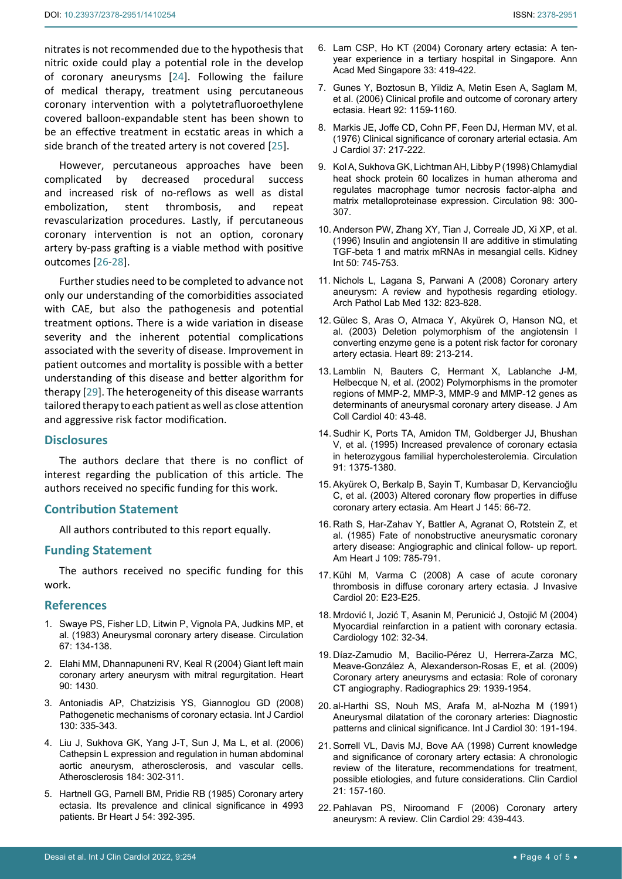nitrates is not recommended due to the hypothesis that nitric oxide could play a potential role in the develop of coronary aneurysms [24]. Following the failure of medical therapy, treatment using percutaneous coronary intervention with a polytetrafluoroethylene covered balloon-expandable stent has been shown to be an effective treatment in ecstatic areas in which a side branch of the treated artery is not covered [25].

However, percutaneous approaches have been complicated by decreased procedural success and increased risk of no-reflows as well as distal embolization, stent thrombosis, and repeat revascularization procedures. Lastly, if percutaneous coronary intervention is not an option, coronary artery by-pass grafting is a viable method with positive outcomes [26-28].

Further studies need to be completed to advance not only our understanding of the comorbidities associated with CAE, but also the pathogenesis and potential treatment options. There is a wide variation in disease severity and the inherent potential complications associated with the severity of disease. Improvement in patient outcomes and mortality is possible with a better understanding of this disease and better algorithm for therapy [29]. The heterogeneity of this disease warrants tailored therapy to each patient as well as close attention and aggressive risk factor modification.

## Disclosures

The authors declare that there is no conflict of interest regarding the publication of this article. The authors received no specific funding for this work.

## Contribution Statement

All authors contributed to this report equally.

## Funding Statement

The authors received no specific funding for this work.

## References

1. Swaye PS, Fisher LD, Litwin P, Vignola PA, Judkins MP, et al. (1983) Aneurysmal coronary artery disease. Circulation 67: 134-138.
2. Elahi MM, Dhannapuneni RV, Keal R (2004) Giant left main coronary artery aneurysm with mitral regurgitation. Heart 90: 1430.
3. Antoniadis AP, Chatzizisis YS, Giannoglou GD (2008) Pathogenetic mechanisms of coronary ectasia. Int J Cardiol 130: 335-343.
4. Liu J, Sukhova GK, Yang J-T, Sun J, Ma L, et al. (2006) Cathepsin L expression and regulation in human abdominal aortic aneurysm, atherosclerosis, and vascular cells. Atherosclerosis 184: 302-311.
5. Hartnell GG, Parnell BM, Pridie RB (1985) Coronary artery ectasia. Its prevalence and clinical significance in 4993 patients. Br Heart J 54: 392-395.
6. Lam CSP, Ho KT (2004) Coronary artery ectasia: A ten-year experience in a tertiary hospital in Singapore. Ann Acad Med Singapore 33: 419-422.
7. Gunes Y, Boztosun B, Yildiz A, Metin Esen A, Saglam M, et al. (2006) Clinical profile and outcome of coronary artery ectasia. Heart 92: 1159-1160.
8. Markis JE, Joffe CD, Cohn PF, Feen DJ, Herman MV, et al. (1976) Clinical significance of coronary arterial ectasia. Am J Cardiol 37: 217-222.
9. Kol A, Sukhova GK, Lichtman AH, Libby P (1998) Chlamydial heat shock protein 60 localizes in human atheroma and regulates macrophage tumor necrosis factor-alpha and matrix metalloproteinase expression. Circulation 98: 300-307.
10. Anderson PW, Zhang XY, Tian J, Correale JD, Xi XP, et al. (1996) Insulin and angiotensin II are additive in stimulating TGF-beta 1 and matrix mRNAs in mesangial cells. Kidney Int 50: 745-753.
11. Nichols L, Lagana S, Parwani A (2008) Coronary artery aneurysm: A review and hypothesis regarding etiology. Arch Pathol Lab Med 132: 823-828.
12. Gülec S, Aras O, Atmaca Y, Akyürek O, Hanson NQ, et al. (2003) Deletion polymorphism of the angiotensin I converting enzyme gene is a potent risk factor for coronary artery ectasia. Heart 89: 213-214.
13. Lamblin N, Bauters C, Hermant X, Lablanche J-M, Helbecque N, et al. (2002) Polymorphisms in the promoter regions of MMP-2, MMP-3, MMP-9 and MMP-12 genes as determinants of aneurysmal coronary artery disease. J Am Coll Cardiol 40: 43-48.
14. Sudhir K, Ports TA, Amidon TM, Goldberger JJ, Bhushan V, et al. (1995) Increased prevalence of coronary ectasia in heterozygous familial hypercholesterolemia. Circulation 91: 1375-1380.
15. Akyürek O, Berkalp B, Sayin T, Kumbasar D, Kervancioğlu C, et al. (2003) Altered coronary flow properties in diffuse coronary artery ectasia. Am Heart J 145: 66-72.
16. Rath S, Har-Zahav Y, Battler A, Agranat O, Rotstein Z, et al. (1985) Fate of nonobstructive aneurysmatic coronary artery disease: Angiographic and clinical follow- up report. Am Heart J 109: 785-791.
17. Kühl M, Varma C (2008) A case of acute coronary thrombosis in diffuse coronary artery ectasia. J Invasive Cardiol 20: E23-E25.
18. Mrdović I, Jozić T, Asanin M, Perunicić J, Ostojić M (2004) Myocardial reinfarction in a patient with coronary ectasia. Cardiology 102: 32-34.
19. Díaz-Zamudio M, Bacilio-Pérez U, Herrera-Zarza MC, Meave-González A, Alexanderson-Rosas E, et al. (2009) Coronary artery aneurysms and ectasia: Role of coronary CT angiography. Radiographics 29: 1939-1954.
20. al-Harthi SS, Nouh MS, Arafa M, al-Nozha M (1991) Aneurysmal dilatation of the coronary arteries: Diagnostic patterns and clinical significance. Int J Cardiol 30: 191-194.
21. Sorrell VL, Davis MJ, Bove AA (1998) Current knowledge and significance of coronary artery ectasia: A chronologic review of the literature, recommendations for treatment, possible etiologies, and future considerations. Clin Cardiol 21: 157-160.
22. Pahlavan PS, Niroomand F (2006) Coronary artery aneurysm: A review. Clin Cardiol 29: 439-443.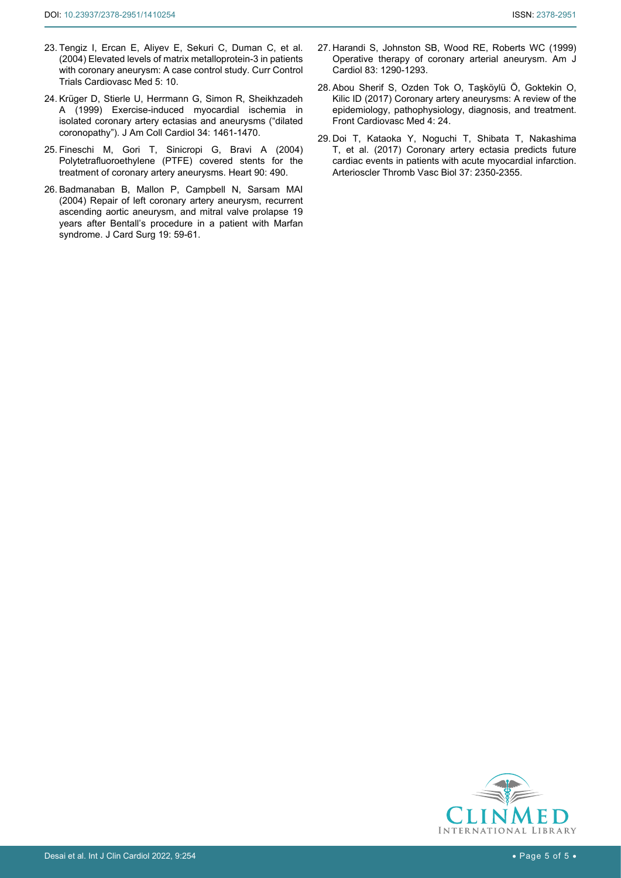23. Tengiz I, Ercan E, Aliyev E, Sekuri C, Duman C, et al. (2004) Elevated levels of matrix metalloprotein-3 in patients with coronary aneurysm: A case control study. Curr Control Trials Cardiovasc Med 5: 10.
24. Krüger D, Stierle U, Herrmann G, Simon R, Sheikhzadeh A (1999) Exercise-induced myocardial ischemia in isolated coronary artery ectasias and aneurysms ("dilated coronopathy"). J Am Coll Cardiol 34: 1461-1470.
25. Fineschi M, Gori T, Sinicropi G, Bravi A (2004) Polytetrafluoroethylene (PTFE) covered stents for the treatment of coronary artery aneurysms. Heart 90: 490.
26. Badmanaban B, Mallon P, Campbell N, Sarsam MAI (2004) Repair of left coronary artery aneurysm, recurrent ascending aortic aneurysm, and mitral valve prolapse 19 years after Bentall's procedure in a patient with Marfan syndrome. J Card Surg 19: 59-61.
27. Harandi S, Johnston SB, Wood RE, Roberts WC (1999) Operative therapy of coronary arterial aneurysm. Am J Cardiol 83: 1290-1293.
28. Abou Sherif S, Ozden Tok O, Taşköylü Ö, Goktekin O, Kilic ID (2017) Coronary artery aneurysms: A review of the epidemiology, pathophysiology, diagnosis, and treatment. Front Cardiovasc Med 4: 24.
29. Doi T, Kataoka Y, Noguchi T, Shibata T, Nakashima T, et al. (2017) Coronary artery ectasia predicts future cardiac events in patients with acute myocardial infarction. Arterioscler Thromb Vasc Biol 37: 2350-2355.